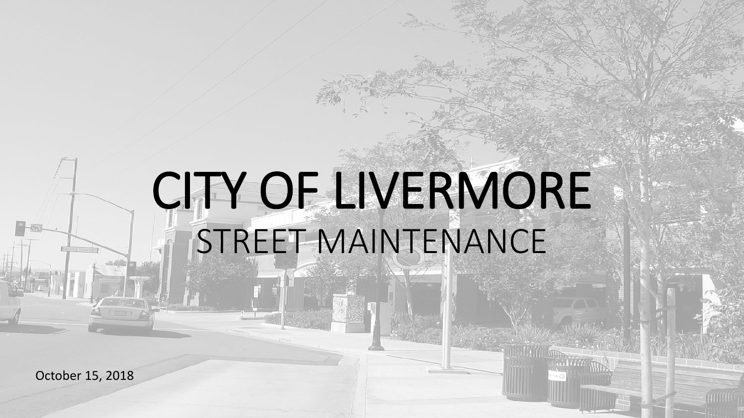# CITY OF LIVERMORE

## STREET MAINTENANCE

October 15, 2018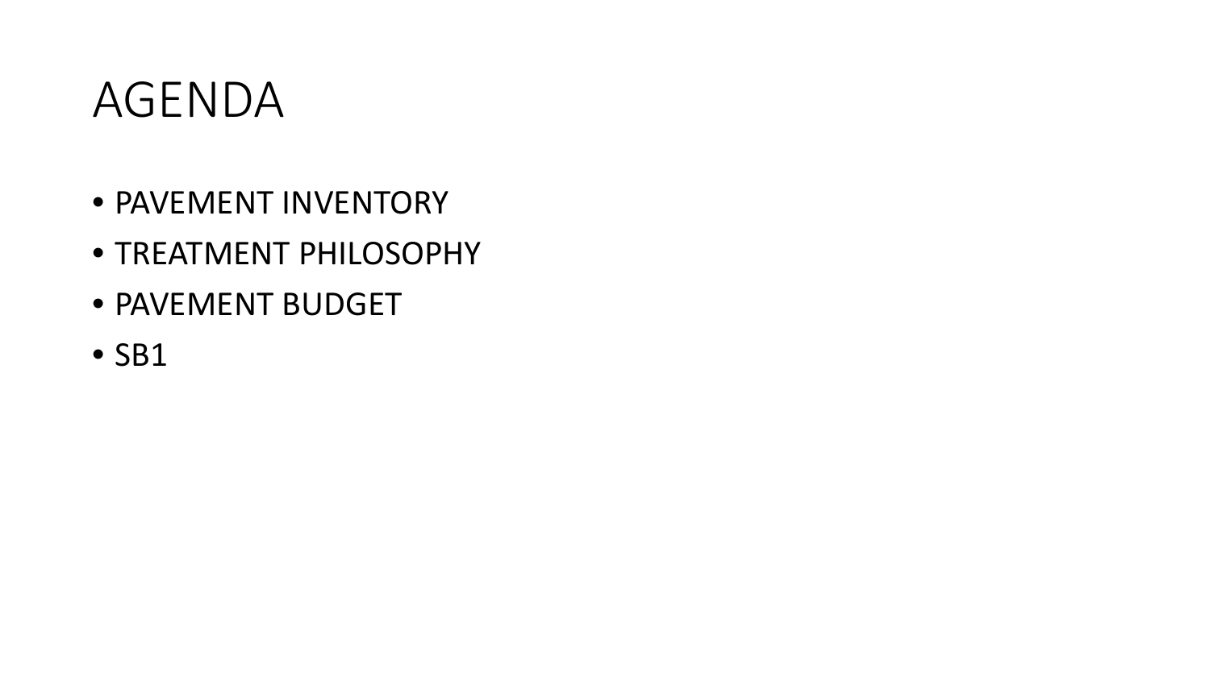# AGENDA

- PAVEMENT INVENTORY
- TREATMENT PHILOSOPHY
- PAVEMENT BUDGET
- SB1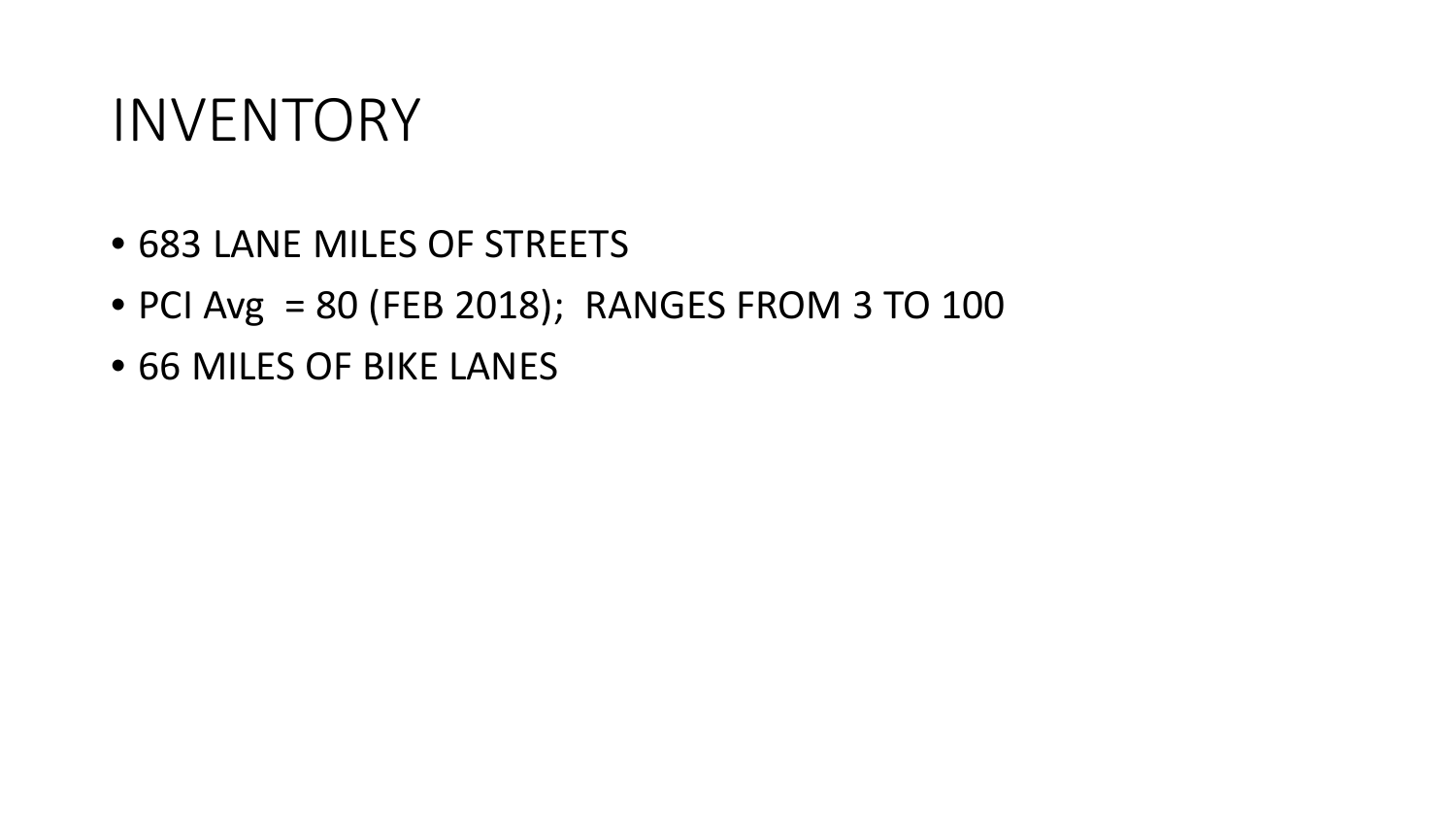# INVENTORY

- 683 LANE MILES OF STREETS
- PCI Avg  = 80 (FEB 2018);  RANGES FROM 3 TO 100
- 66 MILES OF BIKE LANES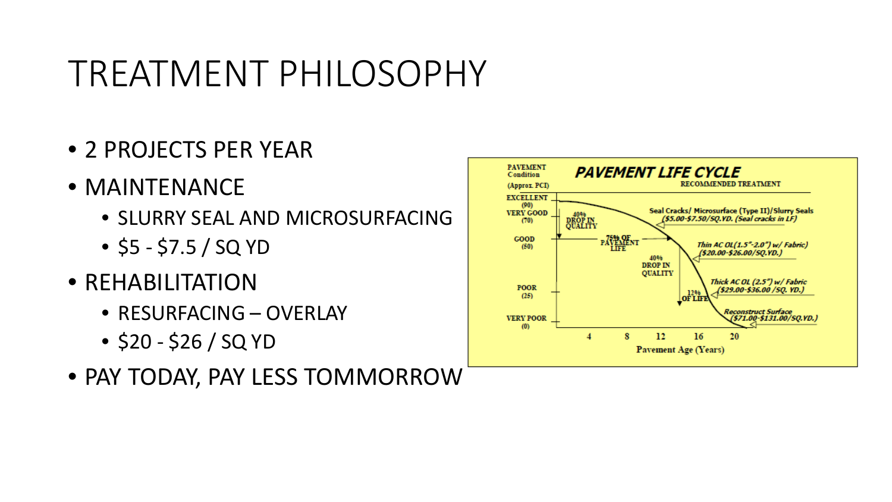# TREATMENT PHILOSOPHY

- 2 PROJECTS PER YEAR
- MAINTENANCE
  - SLURRY SEAL AND MICROSURFACING
  - $5 - $7.5 / SQ YD
- REHABILITATION
  - RESURFACING – OVERLAY
  - $20 - $26 / SQ YD
- PAY TODAY, PAY LESS TOMMORROW

**PAVEMENT LIFE CYCLE**

PAVEMENT Condition (Approx. PCI)

RECOMMENDED TREATMENT

EXCELLENT (90)
VERY GOOD (70)
GOOD (50)
POOR (25)
VERY POOR (0)

40% DROP IN QUALITY

75% OF PAVEMENT LIFE

40% DROP IN QUALITY

12% OF LIFE

Seal Cracks/ Microsurface (Type II)/Slurry Seals ($5.00-$7.50/SQ.YD. (Seal cracks in LF)

Thin AC OL(1.5"-2.0") w/ Fabric) ($20.00-$26.00/SQ.YD.)

Thick AC OL (2.5") w/ Fabric ($29.00-$36.00 /SQ. YD.)

Reconstruct Surface ($71.00-$131.00/SQ.YD.)

4 8 12 16 20

Pavement Age (Years)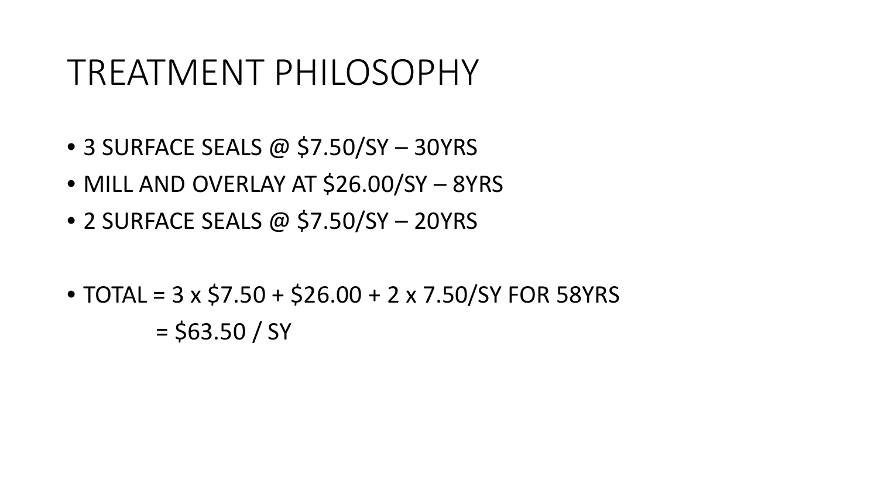# TREATMENT PHILOSOPHY

- 3 SURFACE SEALS @ $7.50/SY – 30YRS
- MILL AND OVERLAY AT $26.00/SY – 8YRS
- 2 SURFACE SEALS @ $7.50/SY – 20YRS

- TOTAL = 3 x $7.50 + $26.00 + 2 x 7.50/SY FOR 58YRS
  = $63.50 / SY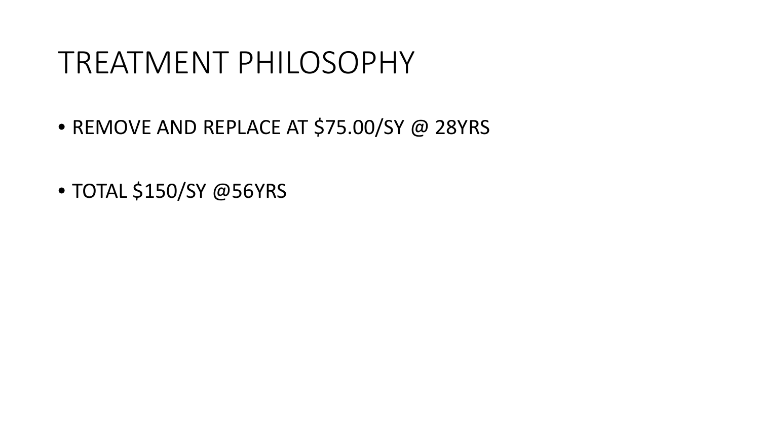# TREATMENT PHILOSOPHY

- REMOVE AND REPLACE AT $75.00/SY @ 28YRS
- TOTAL $150/SY @56YRS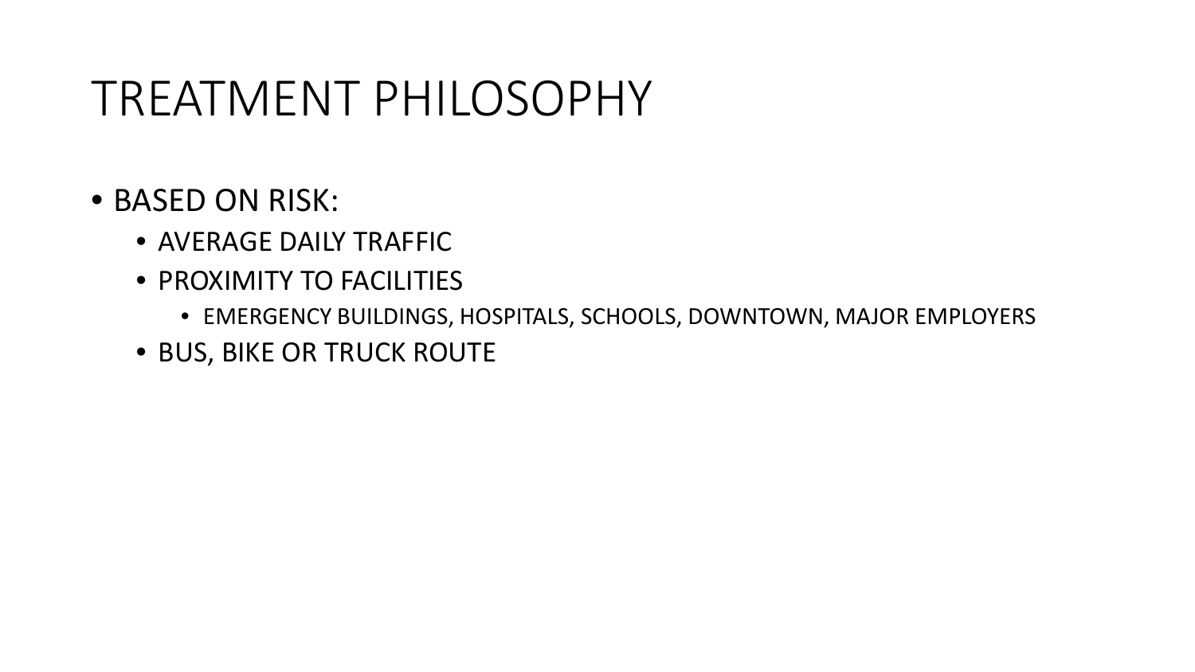# TREATMENT PHILOSOPHY

- BASED ON RISK:
  - AVERAGE DAILY TRAFFIC
  - PROXIMITY TO FACILITIES
    - EMERGENCY BUILDINGS, HOSPITALS, SCHOOLS, DOWNTOWN, MAJOR EMPLOYERS
  - BUS, BIKE OR TRUCK ROUTE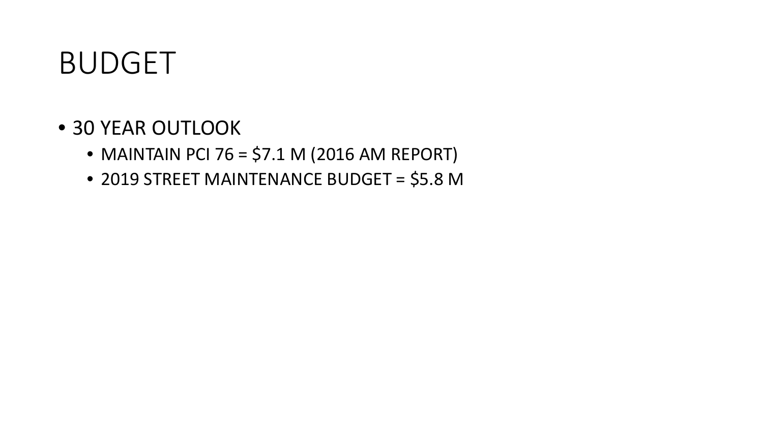# BUDGET

- 30 YEAR OUTLOOK
  - MAINTAIN PCI 76 = $7.1 M (2016 AM REPORT)
  - 2019 STREET MAINTENANCE BUDGET = $5.8 M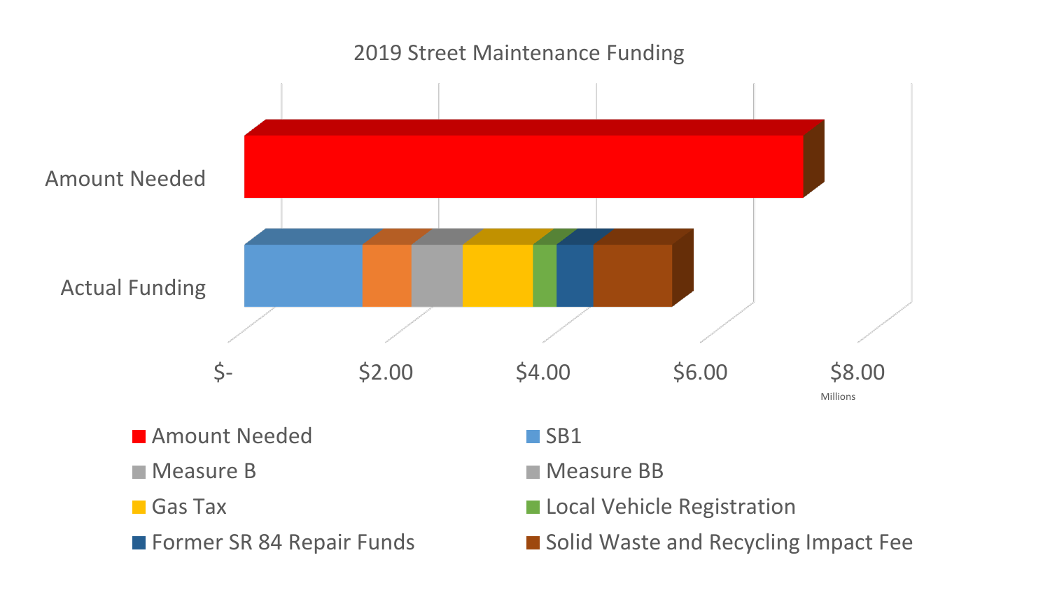2019 Street Maintenance Funding

Amount Needed

Actual Funding

$-   $2.00   $4.00   $6.00   $8.00

Millions

- Amount Needed
- SB1
- Measure B
- Measure BB
- Gas Tax
- Local Vehicle Registration
- Former SR 84 Repair Funds
- Solid Waste and Recycling Impact Fee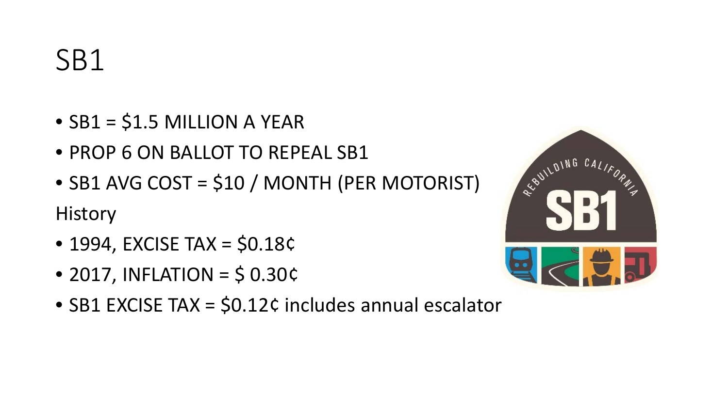# SB1

- SB1 = $1.5 MILLION A YEAR
- PROP 6 ON BALLOT TO REPEAL SB1
- SB1 AVG COST = $10 / MONTH (PER MOTORIST)

History

- 1994, EXCISE TAX = $0.18¢
- 2017, INFLATION = $ 0.30¢
- SB1 EXCISE TAX = $0.12¢ includes annual escalator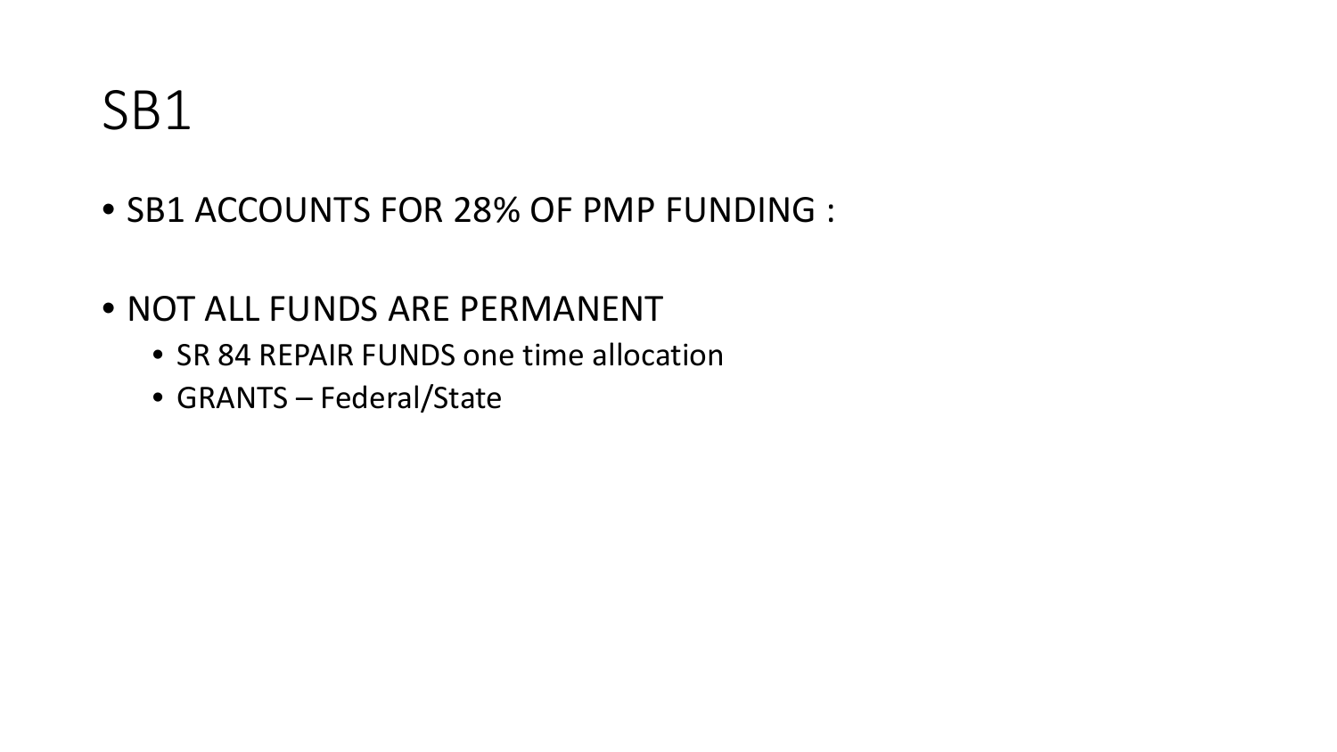# SB1

- SB1 ACCOUNTS FOR 28% OF PMP FUNDING :
- NOT ALL FUNDS ARE PERMANENT
  - SR 84 REPAIR FUNDS one time allocation
  - GRANTS – Federal/State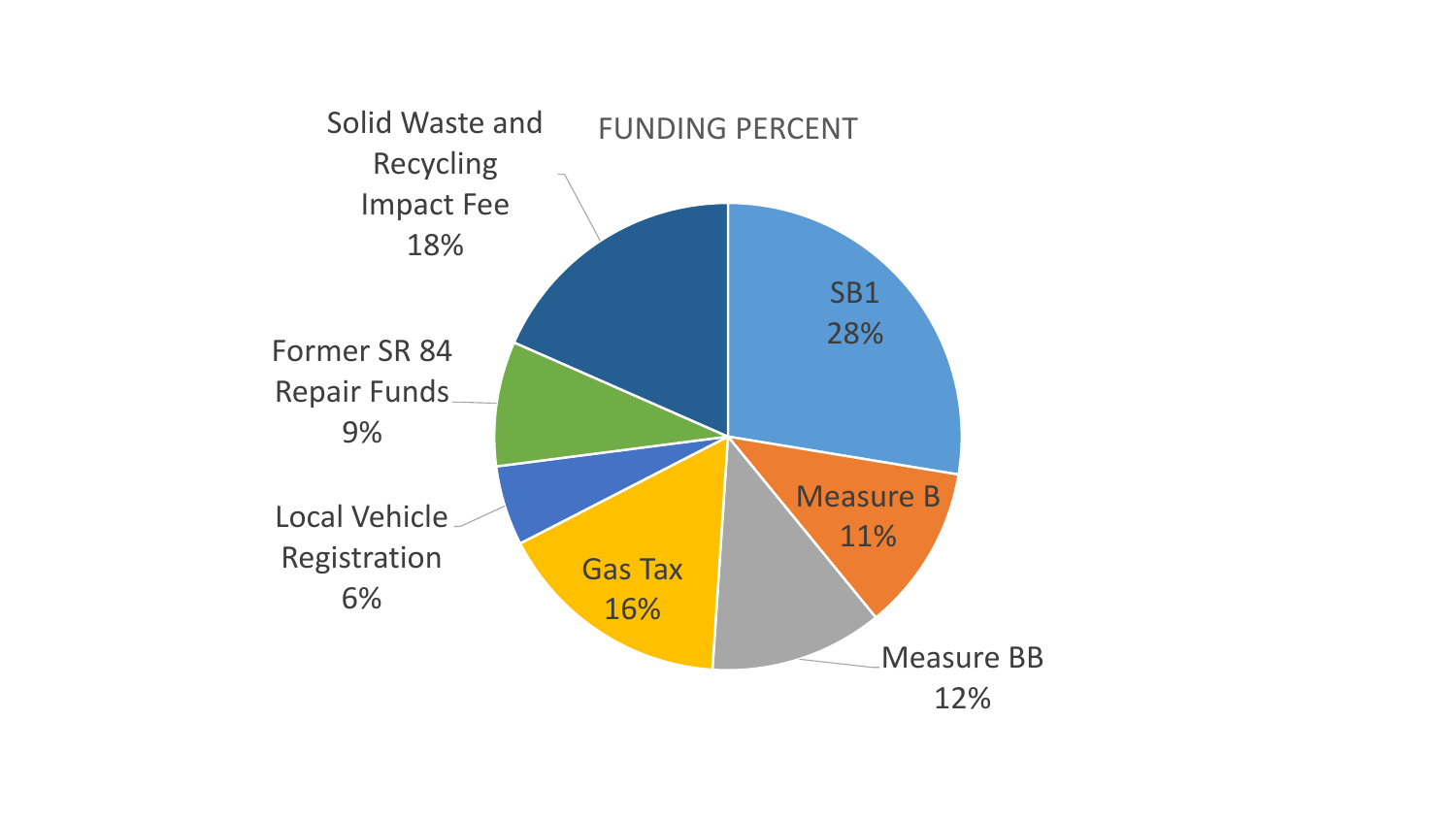FUNDING PERCENT

| Funding Source | Percent |
|---|---|
| SB1 | 28% |
| Measure B | 11% |
| Measure BB | 12% |
| Gas Tax | 16% |
| Local Vehicle Registration | 6% |
| Former SR 84 Repair Funds | 9% |
| Solid Waste and Recycling Impact Fee | 18% |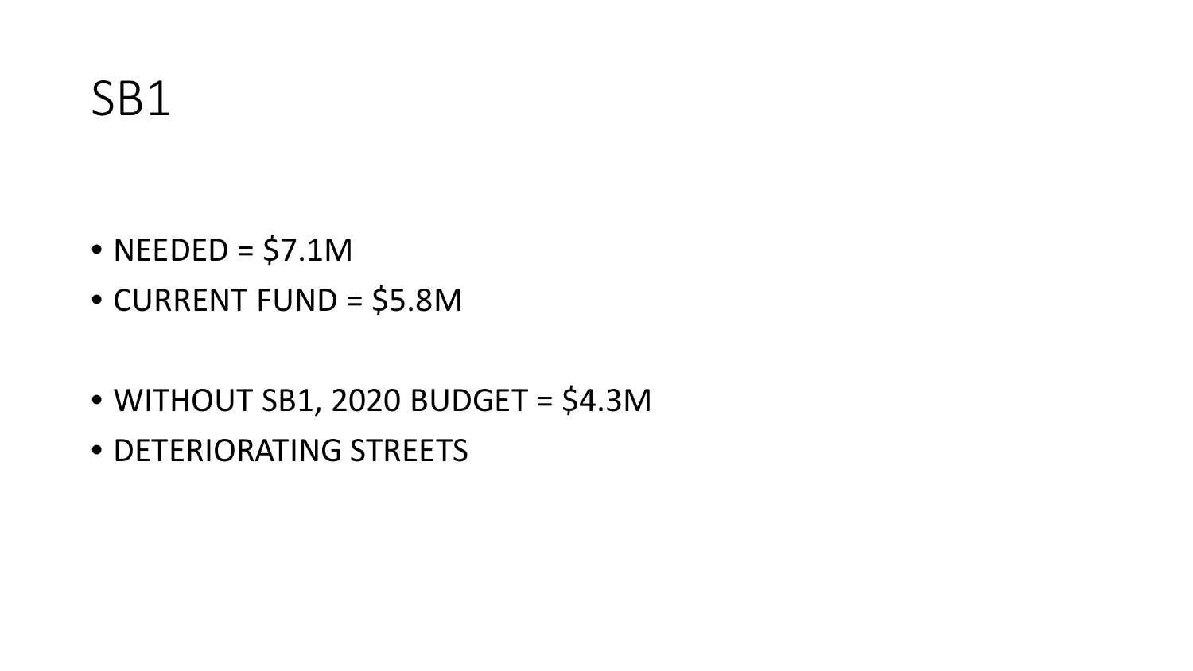# SB1

- NEEDED = $7.1M
- CURRENT FUND = $5.8M

- WITHOUT SB1, 2020 BUDGET = $4.3M
- DETERIORATING STREETS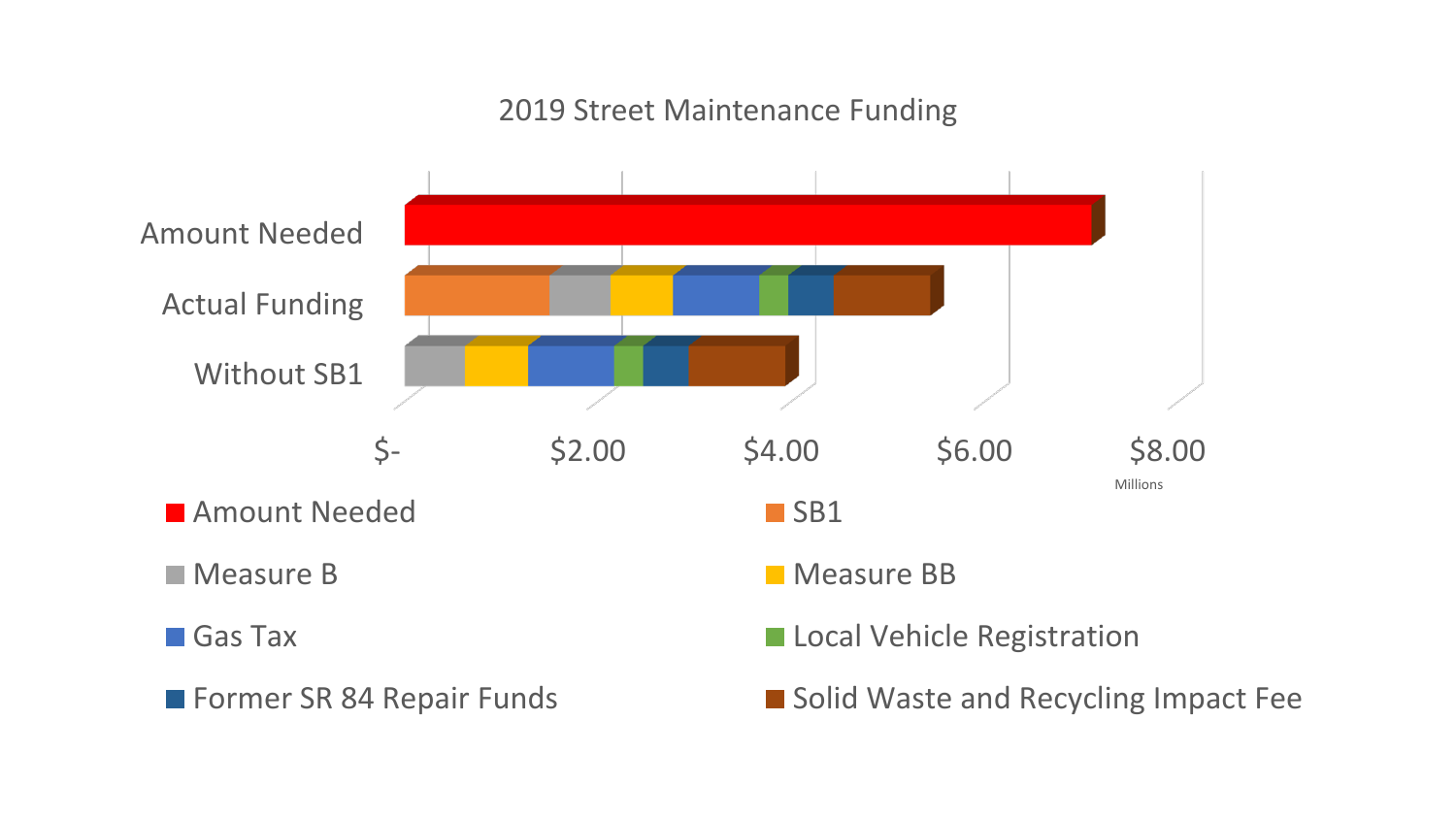2019 Street Maintenance Funding

Amount Needed

Actual Funding

Without SB1

$-

$2.00

$4.00

$6.00

$8.00

Millions

Amount Needed

SB1

Measure B

Measure BB

Gas Tax

Local Vehicle Registration

Former SR 84 Repair Funds

Solid Waste and Recycling Impact Fee